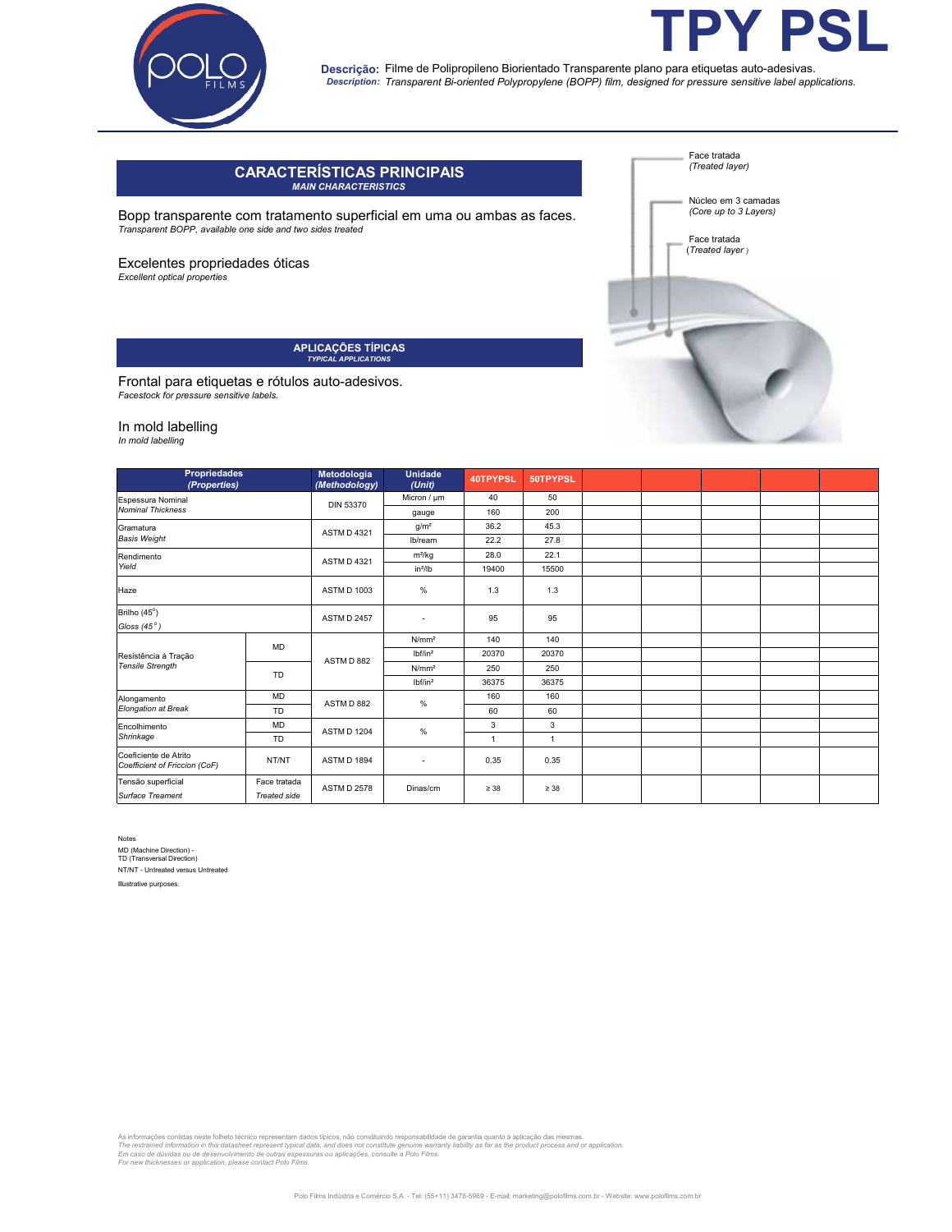# TPY PSL

**Descrição:** Filme de Polipropileno Biorientado Transparente plano para etiquetas auto-adesivas.
***Description:*** *Transparent Bi-oriented Polypropylene (BOPP) film, designed for pressure sensitive label applications.*

## CARACTERÍSTICAS PRINCIPAIS
***MAIN CHARACTERISTICS***

Bopp transparente com tratamento superficial em uma ou ambas as faces.
*Transparent BOPP, available one side and two sides treated*

Excelentes propriedades óticas
*Excellent optical properties*

Face tratada
*(Treated layer)*

Núcleo em 3 camadas
*(Core up to 3 Layers)*

Face tratada
*(Treated layer)*

## APLICAÇÕES TÍPICAS
***TYPICAL APPLICATIONS***

Frontal para etiquetas e rótulos auto-adesivos.
*Facestock for pressure sensitive labels.*

In mold labelling
*In mold labelling*

| Propriedades *(Properties)* | | Metodologia *(Methodology)* | Unidade *(Unit)* | 40TPYPSL | 50TPYPSL | | | | | |
|---|---|---|---|---|---|---|---|---|---|---|
| Espessura Nominal *Nominal Thickness* | | DIN 53370 | Micron / µm | 40 | 50 | | | | | |
| | | | gauge | 160 | 200 | | | | | |
| Gramatura *Basis Weight* | | ASTM D 4321 | g/m² | 36.2 | 45.3 | | | | | |
| | | | lb/ream | 22.2 | 27.8 | | | | | |
| Rendimento *Yield* | | ASTM D 4321 | m²/kg | 28.0 | 22.1 | | | | | |
| | | | in²/lb | 19400 | 15500 | | | | | |
| Haze | | ASTM D 1003 | % | 1.3 | 1.3 | | | | | |
| Brilho (45°) *Gloss (45°)* | | ASTM D 2457 | - | 95 | 95 | | | | | |
| Resistência à Tração *Tensile Strength* | MD | ASTM D 882 | N/mm² | 140 | 140 | | | | | |
| | | | lbf/in² | 20370 | 20370 | | | | | |
| | TD | | N/mm² | 250 | 250 | | | | | |
| | | | lbf/in² | 36375 | 36375 | | | | | |
| Alongamento *Elongation at Break* | MD | ASTM D 882 | % | 160 | 160 | | | | | |
| | TD | | | 60 | 60 | | | | | |
| Encolhimento *Shrinkage* | MD | ASTM D 1204 | % | 3 | 3 | | | | | |
| | TD | | | 1 | 1 | | | | | |
| Coeficiente de Atrito *Coefficient of Friccion (CoF)* | NT/NT | ASTM D 1894 | - | 0.35 | 0.35 | | | | | |
| Tensão superficial *Surface Treament* | Face tratada *Treated side* | ASTM D 2578 | Dinas/cm | ≥ 38 | ≥ 38 | | | | | |

Notes
MD (Machine Direction) -
TD (Transversal Direction)
NT/NT - Untreated versus Untreated

Illustrative purposes.

As informações contidas neste folheto técnico representam dados típicos, não constituindo responsabilidade de garantia quanto à aplicação das mesmas.
*The restrained information in this datasheet represent typical data, and does not constitute genuine warranty liability as far as the product process and or application.*
*Em caso de dúvidas ou de desenvolvimento de outras espessuras ou aplicações, consulte a Polo Films.*
*For new thicknesses or application, please contact Polo Films.*

Polo Films Indústria e Comércio S.A. - Tel: (55+11) 3478-5969 - E-mail: marketing@polofilms.com.br - Website: www.polofilms.com.br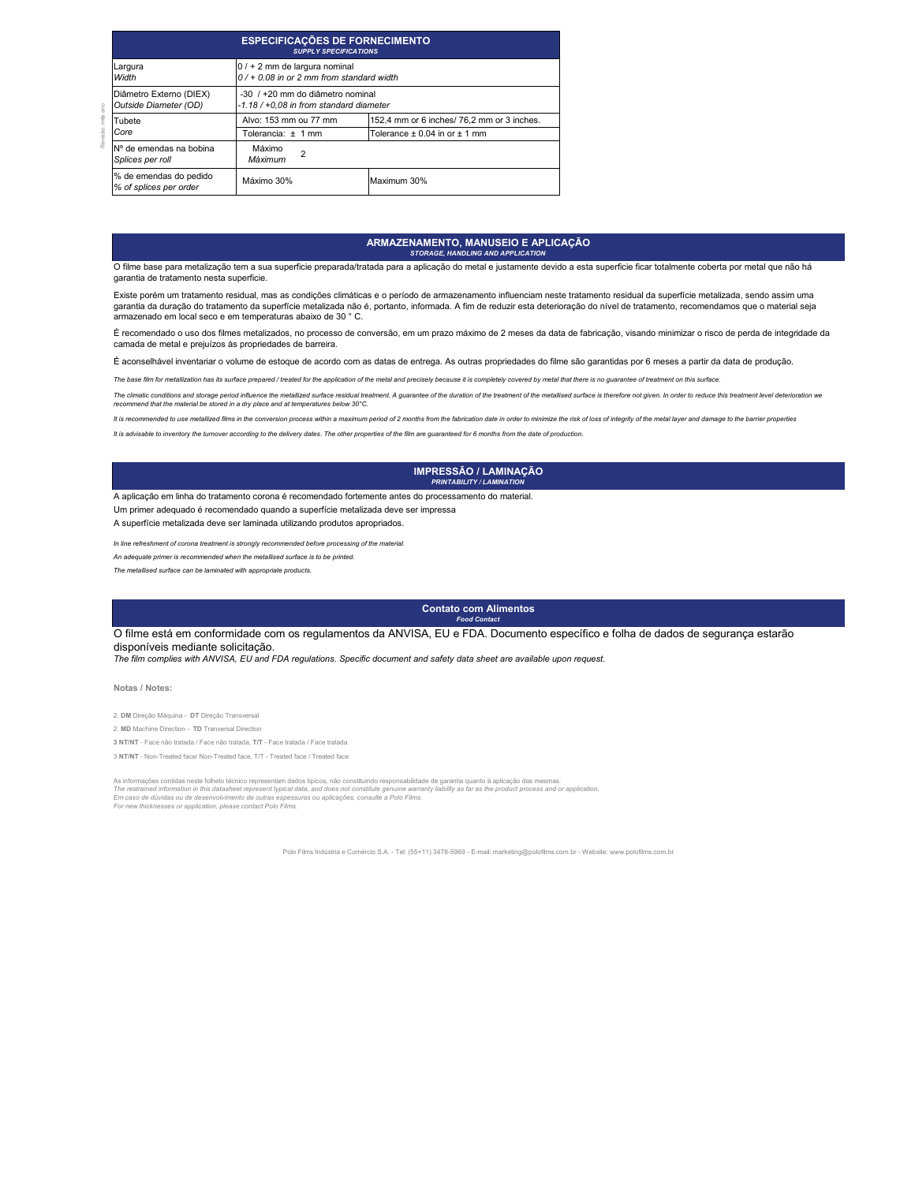| ESPECIFICAÇÕES DE FORNECIMENTO *SUPPLY SPECIFICATIONS* | | |
|---|---|---|
| Largura *Width* | 0 / + 2 mm de largura nominal *0 / + 0.08 in or 2 mm from standard width* | |
| Diâmetro Externo (DIEX) *Outside Diameter (OD)* | -30 / +20 mm do diâmetro nominal *-1.18 / +0,08 in from standard diameter* | |
| Tubete *Core* | Alvo: 153 mm ou 77 mm | 152,4 mm or 6 inches/ 76,2 mm or 3 inches. |
| | Tolerancia: ± 1 mm | Tolerance ± 0.04 in or ± 1 mm |
| Nº de emendas na bobina *Splices per roll* | Máximo *Máximum* 2 | |
| % de emendas do pedido *% of splices per order* | Máximo 30% | Maximum 30% |

## ARMAZENAMENTO, MANUSEIO E APLICAÇÃO
*STORAGE, HANDLING AND APPLICATION*

O filme base para metalização tem a sua superfície preparada/tratada para a aplicação do metal e justamente devido a esta superfície ficar totalmente coberta por metal que não há garantia de tratamento nesta superfície.

Existe porém um tratamento residual, mas as condições climáticas e o período de armazenamento influenciam neste tratamento residual da superfície metalizada, sendo assim uma garantia da duração do tratamento da superfície metalizada não é, portanto, informada. A fim de reduzir esta deterioração do nível de tratamento, recomendamos que o material seja armazenado em local seco e em temperaturas abaixo de 30 ° C.

É recomendado o uso dos filmes metalizados, no processo de conversão, em um prazo máximo de 2 meses da data de fabricação, visando minimizar o risco de perda de integridade da camada de metal e prejuízos às propriedades de barreira.

É aconselhável inventariar o volume de estoque de acordo com as datas de entrega. As outras propriedades do filme são garantidas por 6 meses a partir da data de produção.

*The base film for metallization has its surface prepared / treated for the application of the metal and precisely because it is completely covered by metal that there is no guarantee of treatment on this surface.*

*The climatic conditions and storage period influence the metallized surface residual treatment. A guarantee of the duration of the treatment of the metallised surface is therefore not given. In order to reduce this treatment level deterioration we recommend that the material be stored in a dry place and at temperatures below 30°C.*

*It is recommended to use metallized films in the conversion process within a maximum period of 2 months from the fabrication date in order to minimize the risk of loss of integrity of the metal layer and damage to the barrier properties*

*It is advisable to inventory the turnover according to the delivery dates. The other properties of the film are guaranteed for 6 months from the date of production.*

## IMPRESSÃO / LAMINAÇÃO
*PRINTABILITY / LAMINATION*

A aplicação em linha do tratamento corona é recomendado fortemente antes do processamento do material.

Um primer adequado é recomendado quando a superfície metalizada deve ser impressa

A superfície metalizada deve ser laminada utilizando produtos apropriados.

*In line refreshment of corona treatment is strongly recommended before processing of the material.*

*An adequate primer is recommended when the metallised surface is to be printed.*

*The metallised surface can be laminated with appropriate products.*

## Contato com Alimentos
*Food Contact*

O filme está em conformidade com os regulamentos da ANVISA, EU e FDA. Documento específico e folha de dados de segurança estarão disponíveis mediante solicitação.

*The film complies with ANVISA, EU and FDA regulations. Specific document and safety data sheet are available upon request.*

**Notas / Notes:**

2. **DM** Direção Máquina - **DT** Direção Transversal

2. **MD** Machine Direction - **TD** Tranversal Direction

3 **NT/NT** - Face não tratada / Face não tratada, **T/T** - Face tratada / Face tratada

3 **NT/NT** - Non-Treated face/ Non-Treated face, T/T - Treated face / Treated face

As informações contidas neste folheto técnico representam dados típicos, não constituindo responsabilidade de garantia quanto à aplicação das mesmas.
*The restrained information in this datasheet represent typical data, and does not constitute genuine warranty liability as far as the product process and or application.*
*Em caso de dúvidas ou de desenvolvimento de outras espessuras ou aplicações, consulte a Polo Films.*
*For new thicknesses or application, please contact Polo Films.*

Polo Films Indústria e Comércio S.A. - Tel: (55+11) 3478-5969 - E-mail: marketing@polofilms.com.br - Website: www.polofilms.com.br